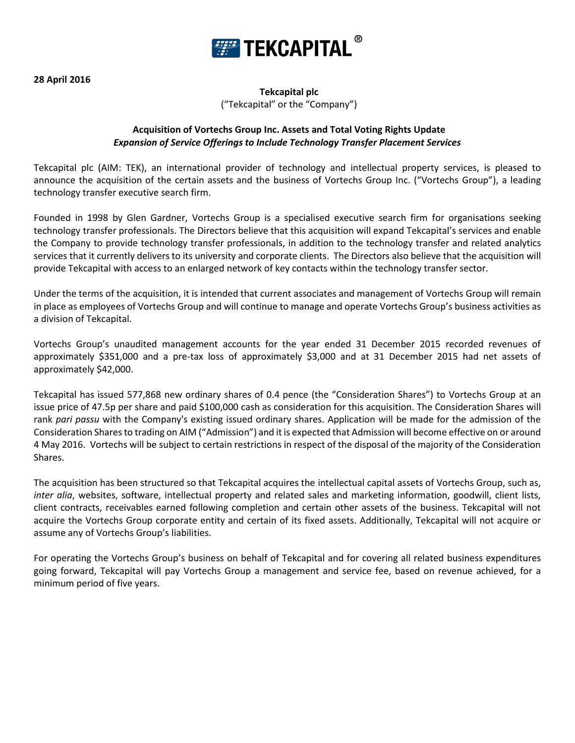**28 April 2016**

**Tekcapital plc**
("Tekcapital" or the "Company")

**Acquisition of Vortechs Group Inc. Assets and Total Voting Rights Update**
***Expansion of Service Offerings to Include Technology Transfer Placement Services***

Tekcapital plc (AIM: TEK), an international provider of technology and intellectual property services, is pleased to announce the acquisition of the certain assets and the business of Vortechs Group Inc. ("Vortechs Group"), a leading technology transfer executive search firm.

Founded in 1998 by Glen Gardner, Vortechs Group is a specialised executive search firm for organisations seeking technology transfer professionals. The Directors believe that this acquisition will expand Tekcapital's services and enable the Company to provide technology transfer professionals, in addition to the technology transfer and related analytics services that it currently delivers to its university and corporate clients. The Directors also believe that the acquisition will provide Tekcapital with access to an enlarged network of key contacts within the technology transfer sector.

Under the terms of the acquisition, it is intended that current associates and management of Vortechs Group will remain in place as employees of Vortechs Group and will continue to manage and operate Vortechs Group's business activities as a division of Tekcapital.

Vortechs Group's unaudited management accounts for the year ended 31 December 2015 recorded revenues of approximately $351,000 and a pre-tax loss of approximately $3,000 and at 31 December 2015 had net assets of approximately $42,000.

Tekcapital has issued 577,868 new ordinary shares of 0.4 pence (the "Consideration Shares") to Vortechs Group at an issue price of 47.5p per share and paid $100,000 cash as consideration for this acquisition. The Consideration Shares will rank *pari passu* with the Company's existing issued ordinary shares. Application will be made for the admission of the Consideration Shares to trading on AIM ("Admission") and it is expected that Admission will become effective on or around 4 May 2016. Vortechs will be subject to certain restrictions in respect of the disposal of the majority of the Consideration Shares.

The acquisition has been structured so that Tekcapital acquires the intellectual capital assets of Vortechs Group, such as, *inter alia*, websites, software, intellectual property and related sales and marketing information, goodwill, client lists, client contracts, receivables earned following completion and certain other assets of the business. Tekcapital will not acquire the Vortechs Group corporate entity and certain of its fixed assets. Additionally, Tekcapital will not acquire or assume any of Vortechs Group's liabilities.

For operating the Vortechs Group's business on behalf of Tekcapital and for covering all related business expenditures going forward, Tekcapital will pay Vortechs Group a management and service fee, based on revenue achieved, for a minimum period of five years.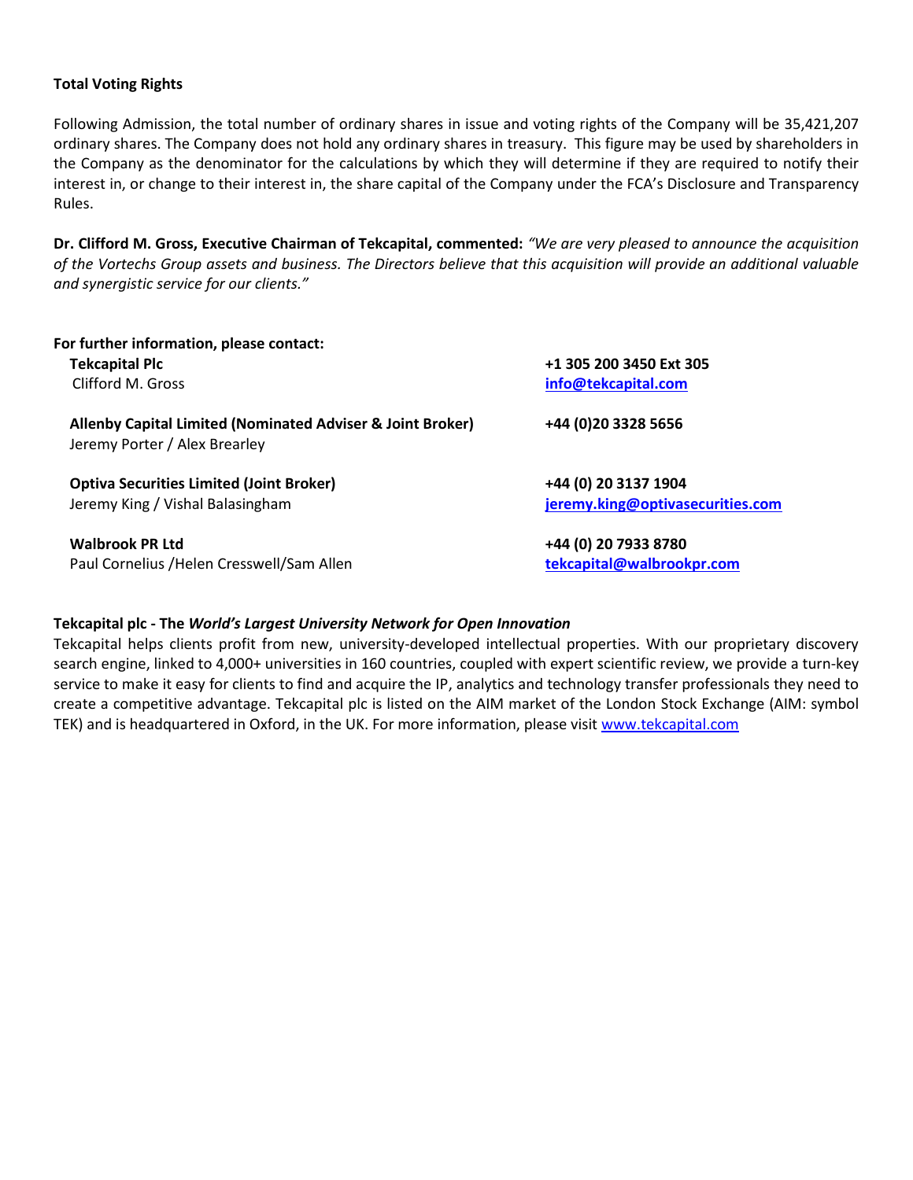**Total Voting Rights**

Following Admission, the total number of ordinary shares in issue and voting rights of the Company will be 35,421,207 ordinary shares. The Company does not hold any ordinary shares in treasury. This figure may be used by shareholders in the Company as the denominator for the calculations by which they will determine if they are required to notify their interest in, or change to their interest in, the share capital of the Company under the FCA's Disclosure and Transparency Rules.

**Dr. Clifford M. Gross, Executive Chairman of Tekcapital, commented:** *"We are very pleased to announce the acquisition of the Vortechs Group assets and business. The Directors believe that this acquisition will provide an additional valuable and synergistic service for our clients."*

**For further information, please contact:**

| | |
|---|---|
| **Tekcapital Plc**<br>Clifford M. Gross | **+1 305 200 3450 Ext 305**<br>**info@tekcapital.com** |
| **Allenby Capital Limited (Nominated Adviser & Joint Broker)**<br>Jeremy Porter / Alex Brearley | **+44 (0)20 3328 5656** |
| **Optiva Securities Limited (Joint Broker)**<br>Jeremy King / Vishal Balasingham | **+44 (0) 20 3137 1904**<br>**jeremy.king@optivasecurities.com** |
| **Walbrook PR Ltd**<br>Paul Cornelius /Helen Cresswell/Sam Allen | **+44 (0) 20 7933 8780**<br>**tekcapital@walbrookpr.com** |

**Tekcapital plc - The *World's Largest University Network for Open Innovation***

Tekcapital helps clients profit from new, university-developed intellectual properties. With our proprietary discovery search engine, linked to 4,000+ universities in 160 countries, coupled with expert scientific review, we provide a turn-key service to make it easy for clients to find and acquire the IP, analytics and technology transfer professionals they need to create a competitive advantage. Tekcapital plc is listed on the AIM market of the London Stock Exchange (AIM: symbol TEK) and is headquartered in Oxford, in the UK. For more information, please visit www.tekcapital.com